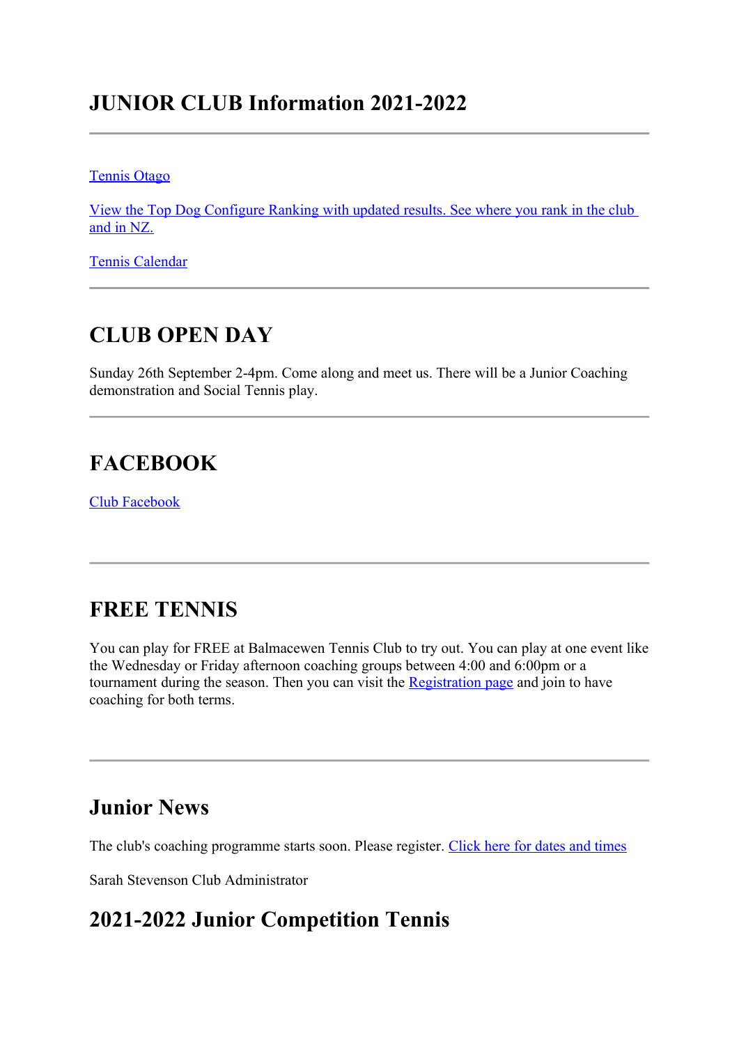# JUNIOR CLUB Information 2021-2022

---

Tennis Otago

View the Top Dog Configure Ranking with updated results. See where you rank in the club and in NZ.

Tennis Calendar

---

## CLUB OPEN DAY

Sunday 26th September 2-4pm. Come along and meet us. There will be a Junior Coaching demonstration and Social Tennis play.

---

## FACEBOOK

Club Facebook

---

## FREE TENNIS

You can play for FREE at Balmacewen Tennis Club to try out. You can play at one event like the Wednesday or Friday afternoon coaching groups between 4:00 and 6:00pm or a tournament during the season. Then you can visit the Registration page and join to have coaching for both terms.

---

## Junior News

The club's coaching programme starts soon. Please register. Click here for dates and times

Sarah Stevenson Club Administrator

## 2021-2022 Junior Competition Tennis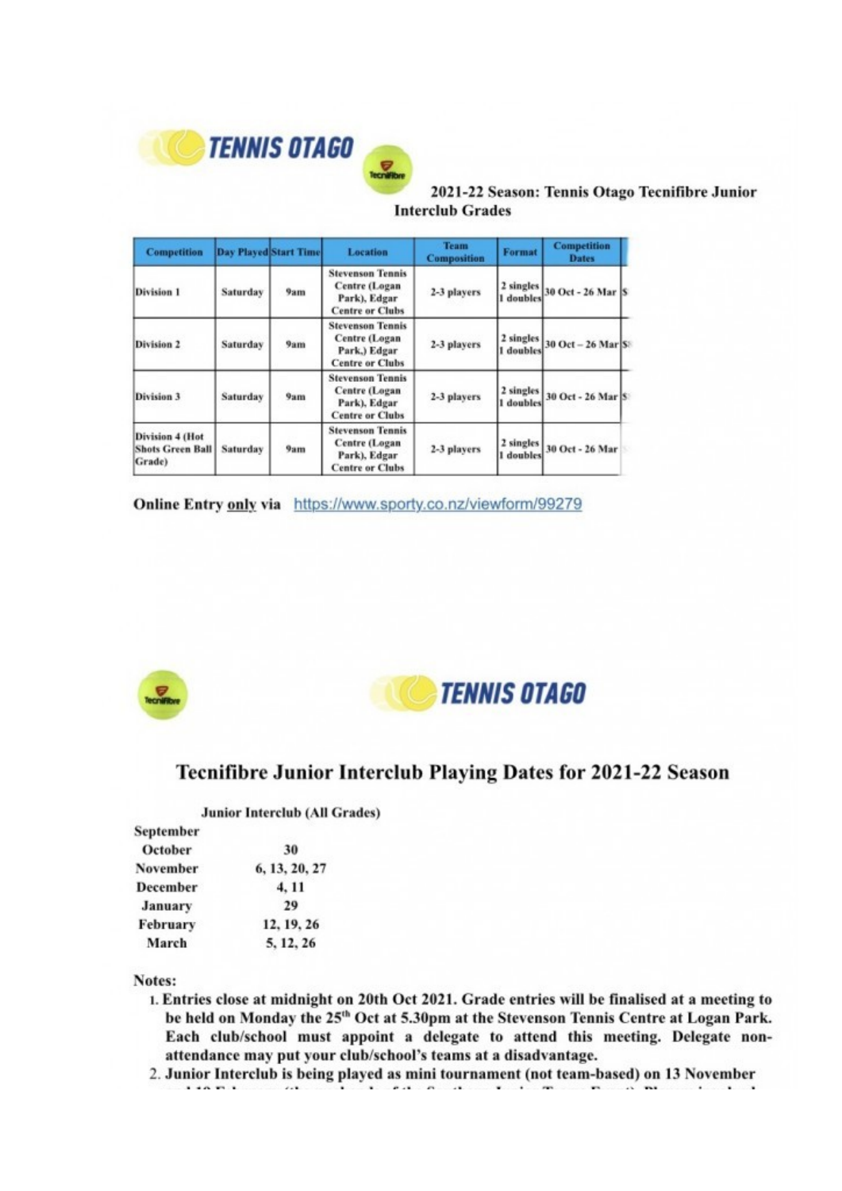**TENNIS OTAGO**

**2021-22 Season: Tennis Otago Tecnifibre Junior Interclub Grades**

| Competition | Day Played | Start Time | Location | Team Composition | Format | Competition Dates |
|---|---|---|---|---|---|---|
| Division 1 | Saturday | 9am | Stevenson Tennis Centre (Logan Park), Edgar Centre or Clubs | 2-3 players | 2 singles 1 doubles | 30 Oct - 26 Mar |
| Division 2 | Saturday | 9am | Stevenson Tennis Centre (Logan Park,) Edgar Centre or Clubs | 2-3 players | 2 singles 1 doubles | 30 Oct – 26 Mar |
| Division 3 | Saturday | 9am | Stevenson Tennis Centre (Logan Park), Edgar Centre or Clubs | 2-3 players | 2 singles 1 doubles | 30 Oct - 26 Mar |
| Division 4 (Hot Shots Green Ball Grade) | Saturday | 9am | Stevenson Tennis Centre (Logan Park), Edgar Centre or Clubs | 2-3 players | 2 singles 1 doubles | 30 Oct - 26 Mar |

**Online Entry only via** https://www.sporty.co.nz/viewform/99279

**TENNIS OTAGO**

## Tecnifibre Junior Interclub Playing Dates for 2021-22 Season

**Junior Interclub (All Grades)**

| | |
|---|---|
| **September** | |
| **October** | **30** |
| **November** | **6, 13, 20, 27** |
| **December** | **4, 11** |
| **January** | **29** |
| **February** | **12, 19, 26** |
| **March** | **5, 12, 26** |

**Notes:**

1. **Entries close at midnight on 20th Oct 2021. Grade entries will be finalised at a meeting to be held on Monday the 25th Oct at 5.30pm at the Stevenson Tennis Centre at Logan Park. Each club/school must appoint a delegate to attend this meeting. Delegate non-attendance may put your club/school's teams at a disadvantage.**
2. **Junior Interclub is being played as mini tournament (not team-based) on 13 November**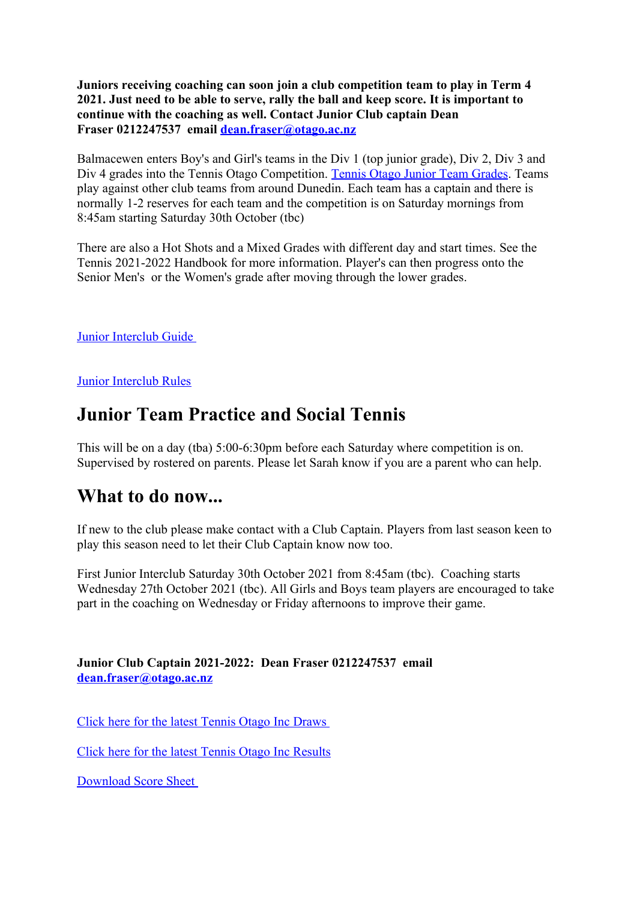**Juniors receiving coaching can soon join a club competition team to play in Term 4 2021. Just need to be able to serve, rally the ball and keep score. It is important to continue with the coaching as well. Contact Junior Club captain Dean Fraser 0212247537 email [dean.fraser@otago.ac.nz](mailto:dean.fraser@otago.ac.nz)**

Balmacewen enters Boy's and Girl's teams in the Div 1 (top junior grade), Div 2, Div 3 and Div 4 grades into the Tennis Otago Competition. [Tennis Otago Junior Team Grades](). Teams play against other club teams from around Dunedin. Each team has a captain and there is normally 1-2 reserves for each team and the competition is on Saturday mornings from 8:45am starting Saturday 30th October (tbc)

There are also a Hot Shots and a Mixed Grades with different day and start times. See the Tennis 2021-2022 Handbook for more information. Player's can then progress onto the Senior Men's or the Women's grade after moving through the lower grades.

[Junior Interclub Guide]()

[Junior Interclub Rules]()

## Junior Team Practice and Social Tennis

This will be on a day (tba) 5:00-6:30pm before each Saturday where competition is on. Supervised by rostered on parents. Please let Sarah know if you are a parent who can help.

## What to do now...

If new to the club please make contact with a Club Captain. Players from last season keen to play this season need to let their Club Captain know now too.

First Junior Interclub Saturday 30th October 2021 from 8:45am (tbc). Coaching starts Wednesday 27th October 2021 (tbc). All Girls and Boys team players are encouraged to take part in the coaching on Wednesday or Friday afternoons to improve their game.

**Junior Club Captain 2021-2022: Dean Fraser 0212247537 email [dean.fraser@otago.ac.nz](mailto:dean.fraser@otago.ac.nz)**

[Click here for the latest Tennis Otago Inc Draws]()

[Click here for the latest Tennis Otago Inc Results]()

[Download Score Sheet]()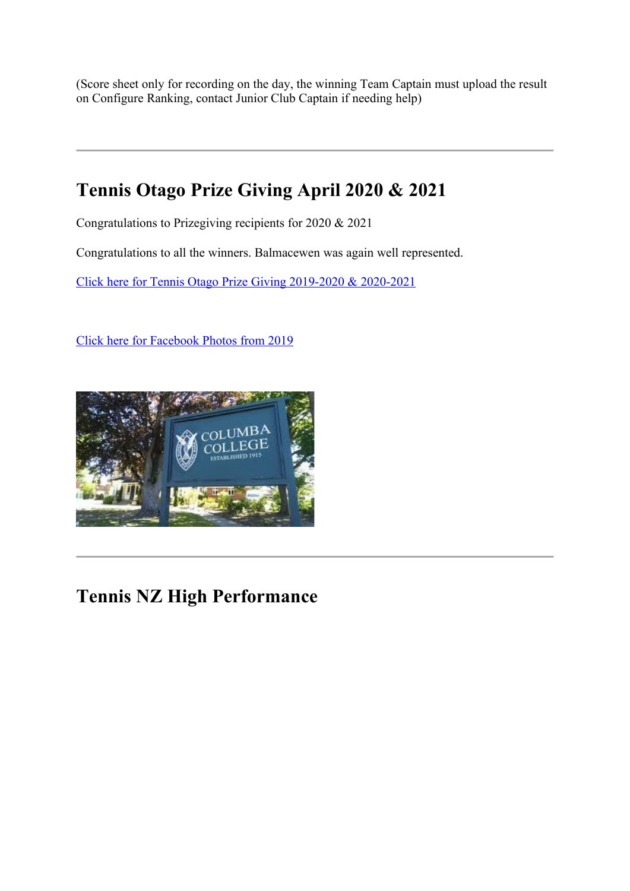(Score sheet only for recording on the day, the winning Team Captain must upload the result on Configure Ranking, contact Junior Club Captain if needing help)

---

## Tennis Otago Prize Giving April 2020 & 2021

Congratulations to Prizegiving recipients for 2020 & 2021

Congratulations to all the winners. Balmacewen was again well represented.

[Click here for Tennis Otago Prize Giving 2019-2020 & 2020-2021]()

[Click here for Facebook Photos from 2019]()

---

## Tennis NZ High Performance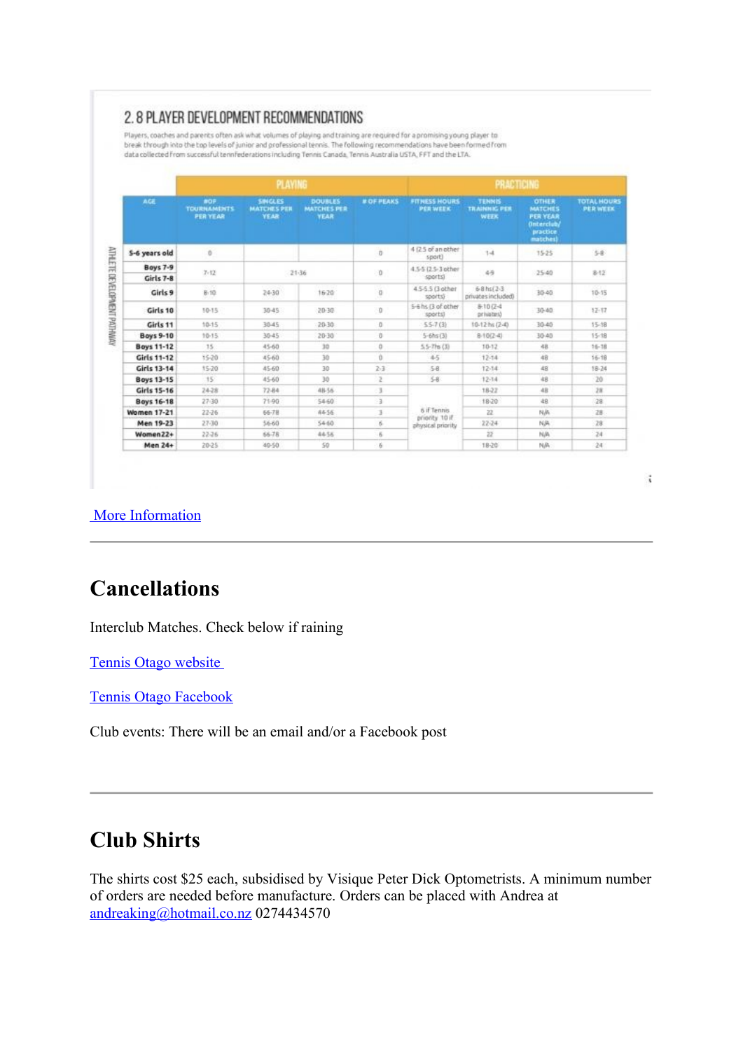## 2.8 PLAYER DEVELOPMENT RECOMMENDATIONS

Players, coaches and parents often ask what volumes of playing and training are required for a promising young player to break through into the top levels of junior and professional tennis. The following recommendations have been formed from data collected from successful tennfederations including Tennis Canada, Tennis Australia USTA, FFT and the LTA.

ATHLETE DEVELOPMENT PATHWAY

| | PLAYING | | | | PRACTICING | | | |
|---|---|---|---|---|---|---|---|---|
| AGE | # OF TOURNAMENTS PER YEAR | SINGLES MATCHES PER YEAR | DOUBLES MATCHES PER YEAR | # OF PEAKS | FITNESS HOURS PER WEEK | TENNIS TRAINING PER WEEK | OTHER MATCHES PER YEAR (Interclub/ practice matches) | TOTAL HOURS PER WEEK |
| **5-6 years old** | 0 | | | 0 | 4 (2.5 of another sport) | 1-4 | 15-25 | 5-8 |
| **Boys 7-9 Girls 7-8** | 7-12 | 21-36 | | 0 | 4.5-5 (2.5-3 other sports) | 4-9 | 25-40 | 8-12 |
| **Girls 9** | 8-10 | 24-30 | 16-20 | 0 | 4.5-5.5 (3 other sports) | 6-8 hs (2-3 privates included) | 30-40 | 10-15 |
| **Girls 10** | 10-15 | 30-45 | 20-30 | 0 | 5-6 hs (3 of other sports) | 8-10 (2-4 privates) | 30-40 | 12-17 |
| **Girls 11** | 10-15 | 30-45 | 20-30 | 0 | 5.5-7 (3) | 10-12 hs (2-4) | 30-40 | 15-18 |
| **Boys 9-10** | 10-15 | 30-45 | 20-30 | 0 | 5-6hs (3) | 8-10 (2-4) | 30-40 | 15-18 |
| **Boys 11-12** | 15 | 45-60 | 30 | 0 | 5.5-7hs (3) | 10-12 | 48 | 16-18 |
| **Girls 11-12** | 15-20 | 45-60 | 30 | 0 | 4-5 | 12-14 | 48 | 16-18 |
| **Girls 13-14** | 15-20 | 45-60 | 30 | 2-3 | 5-8 | 12-14 | 48 | 18-24 |
| **Boys 13-15** | 15 | 45-60 | 30 | 2 | 5-8 | 12-14 | 48 | 20 |
| **Girls 15-16** | 24-28 | 72-84 | 48-56 | 3 | 6 if Tennis priority 10 if physical priority | 18-22 | 48 | 28 |
| **Boys 16-18** | 27-30 | 71-90 | 54-60 | 3 | | 18-20 | 48 | 28 |
| **Women 17-21** | 22-26 | 66-78 | 44-56 | 3 | | 22 | N/A | 28 |
| **Men 19-23** | 27-30 | 56-60 | 54-60 | 6 | | 22-24 | N/A | 28 |
| **Women22+** | 22-26 | 66-78 | 44-56 | 6 | | 22 | N/A | 24 |
| **Men 24+** | 20-25 | 40-50 | 50 | 6 | | 18-20 | N/A | 24 |

[More Information]()

---

# Cancellations

Interclub Matches. Check below if raining

[Tennis Otago website]()

[Tennis Otago Facebook]()

Club events: There will be an email and/or a Facebook post

---

# Club Shirts

The shirts cost $25 each, subsidised by Visique Peter Dick Optometrists. A minimum number of orders are needed before manufacture. Orders can be placed with Andrea at [andreaking@hotmail.co.nz](mailto:andreaking@hotmail.co.nz) 0274434570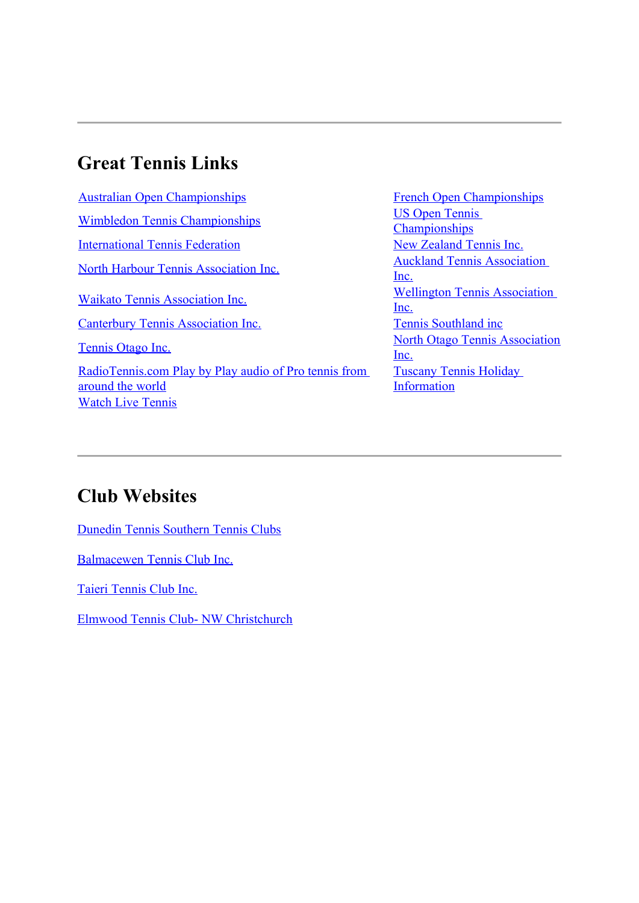---

## Great Tennis Links

- Australian Open Championships
- Wimbledon Tennis Championships
- International Tennis Federation
- North Harbour Tennis Association Inc.
- Waikato Tennis Association Inc.
- Canterbury Tennis Association Inc.
- Tennis Otago Inc.
- RadioTennis.com Play by Play audio of Pro tennis from around the world
- Watch Live Tennis
- French Open Championships
- US Open Tennis Championships
- New Zealand Tennis Inc.
- Auckland Tennis Association Inc.
- Wellington Tennis Association Inc.
- Tennis Southland inc
- North Otago Tennis Association Inc.
- Tuscany Tennis Holiday Information

---

## Club Websites

- Dunedin Tennis Southern Tennis Clubs
- Balmacewen Tennis Club Inc.
- Taieri Tennis Club Inc.
- Elmwood Tennis Club- NW Christchurch